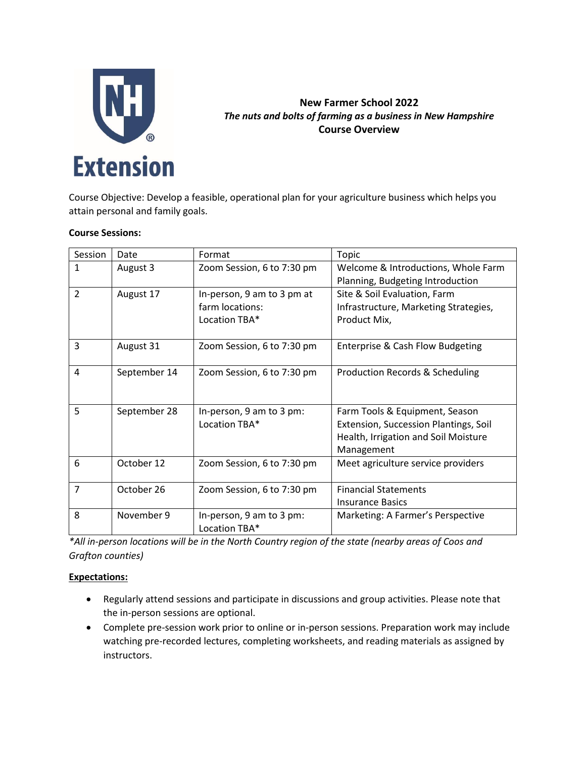**New Farmer School 2022**

***The nuts and bolts of farming as a business in New Hampshire***

**Course Overview**

Course Objective: Develop a feasible, operational plan for your agriculture business which helps you attain personal and family goals.

**Course Sessions:**

| Session | Date | Format | Topic |
|---|---|---|---|
| 1 | August 3 | Zoom Session, 6 to 7:30 pm | Welcome & Introductions, Whole Farm Planning, Budgeting Introduction |
| 2 | August 17 | In-person, 9 am to 3 pm at farm locations: Location TBA* | Site & Soil Evaluation, Farm Infrastructure, Marketing Strategies, Product Mix, |
| 3 | August 31 | Zoom Session, 6 to 7:30 pm | Enterprise & Cash Flow Budgeting |
| 4 | September 14 | Zoom Session, 6 to 7:30 pm | Production Records & Scheduling |
| 5 | September 28 | In-person, 9 am to 3 pm: Location TBA* | Farm Tools & Equipment, Season Extension, Succession Plantings, Soil Health, Irrigation and Soil Moisture Management |
| 6 | October 12 | Zoom Session, 6 to 7:30 pm | Meet agriculture service providers |
| 7 | October 26 | Zoom Session, 6 to 7:30 pm | Financial Statements Insurance Basics |
| 8 | November 9 | In-person, 9 am to 3 pm: Location TBA* | Marketing: A Farmer's Perspective |

*\*All in-person locations will be in the North Country region of the state (nearby areas of Coos and Grafton counties)*

**Expectations:**

- Regularly attend sessions and participate in discussions and group activities. Please note that the in-person sessions are optional.
- Complete pre-session work prior to online or in-person sessions. Preparation work may include watching pre-recorded lectures, completing worksheets, and reading materials as assigned by instructors.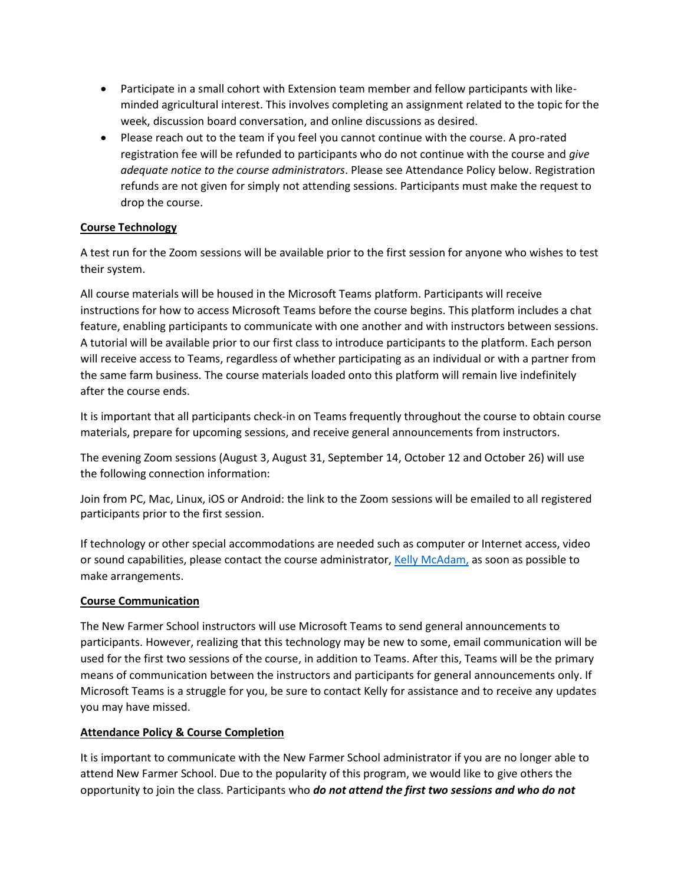- Participate in a small cohort with Extension team member and fellow participants with like-minded agricultural interest. This involves completing an assignment related to the topic for the week, discussion board conversation, and online discussions as desired.
- Please reach out to the team if you feel you cannot continue with the course. A pro-rated registration fee will be refunded to participants who do not continue with the course and *give adequate notice to the course administrators*. Please see Attendance Policy below. Registration refunds are not given for simply not attending sessions. Participants must make the request to drop the course.

## Course Technology

A test run for the Zoom sessions will be available prior to the first session for anyone who wishes to test their system.

All course materials will be housed in the Microsoft Teams platform. Participants will receive instructions for how to access Microsoft Teams before the course begins. This platform includes a chat feature, enabling participants to communicate with one another and with instructors between sessions. A tutorial will be available prior to our first class to introduce participants to the platform. Each person will receive access to Teams, regardless of whether participating as an individual or with a partner from the same farm business. The course materials loaded onto this platform will remain live indefinitely after the course ends.

It is important that all participants check-in on Teams frequently throughout the course to obtain course materials, prepare for upcoming sessions, and receive general announcements from instructors.

The evening Zoom sessions (August 3, August 31, September 14, October 12 and October 26) will use the following connection information:

Join from PC, Mac, Linux, iOS or Android: the link to the Zoom sessions will be emailed to all registered participants prior to the first session.

If technology or other special accommodations are needed such as computer or Internet access, video or sound capabilities, please contact the course administrator, Kelly McAdam, as soon as possible to make arrangements.

## Course Communication

The New Farmer School instructors will use Microsoft Teams to send general announcements to participants. However, realizing that this technology may be new to some, email communication will be used for the first two sessions of the course, in addition to Teams. After this, Teams will be the primary means of communication between the instructors and participants for general announcements only. If Microsoft Teams is a struggle for you, be sure to contact Kelly for assistance and to receive any updates you may have missed.

## Attendance Policy & Course Completion

It is important to communicate with the New Farmer School administrator if you are no longer able to attend New Farmer School. Due to the popularity of this program, we would like to give others the opportunity to join the class. Participants who ***do not attend the first two sessions and who do not***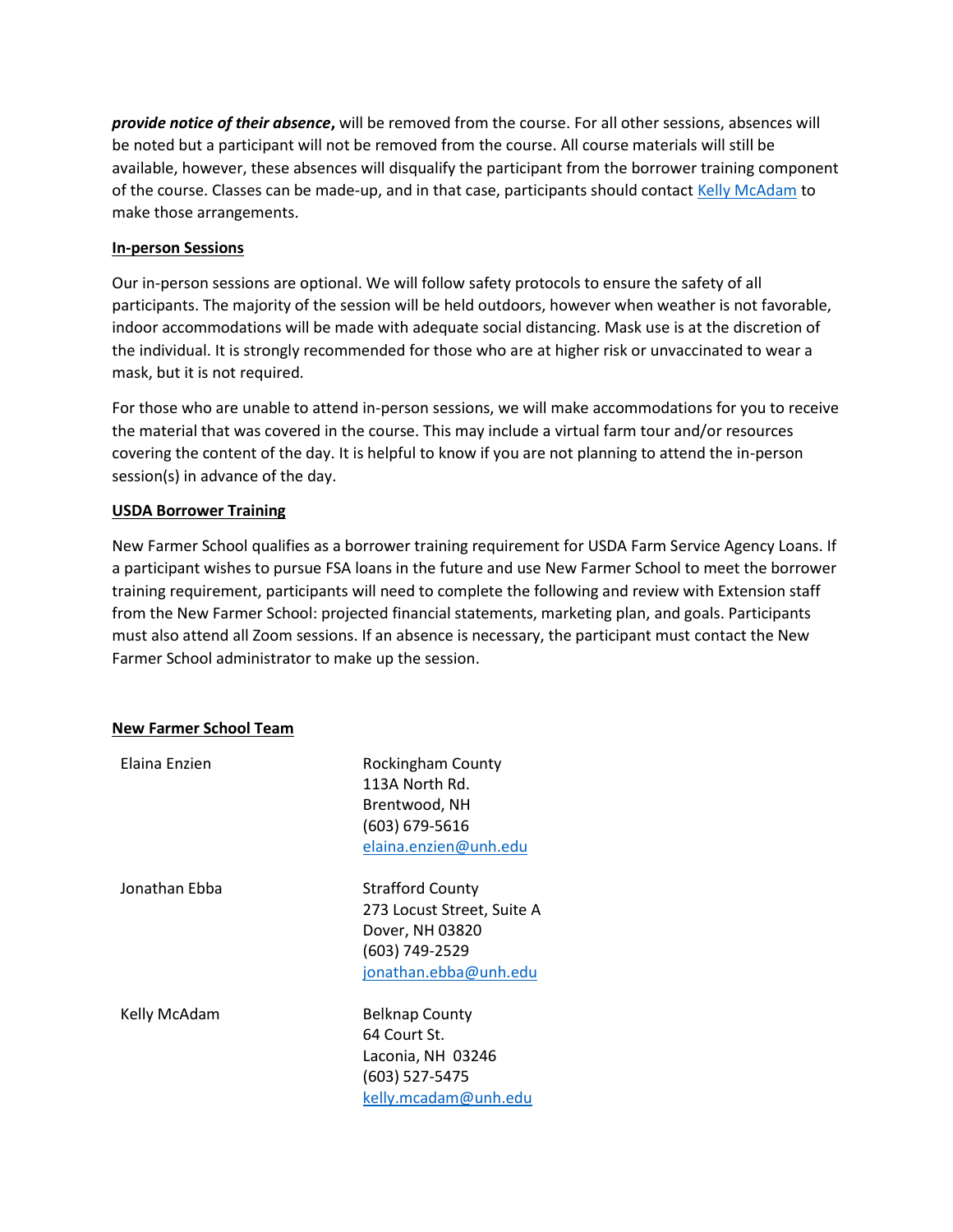***provide notice of their absence*****,** will be removed from the course. For all other sessions, absences will be noted but a participant will not be removed from the course. All course materials will still be available, however, these absences will disqualify the participant from the borrower training component of the course. Classes can be made-up, and in that case, participants should contact Kelly McAdam to make those arrangements.

## In-person Sessions

Our in-person sessions are optional. We will follow safety protocols to ensure the safety of all participants. The majority of the session will be held outdoors, however when weather is not favorable, indoor accommodations will be made with adequate social distancing. Mask use is at the discretion of the individual. It is strongly recommended for those who are at higher risk or unvaccinated to wear a mask, but it is not required.

For those who are unable to attend in-person sessions, we will make accommodations for you to receive the material that was covered in the course. This may include a virtual farm tour and/or resources covering the content of the day. It is helpful to know if you are not planning to attend the in-person session(s) in advance of the day.

## USDA Borrower Training

New Farmer School qualifies as a borrower training requirement for USDA Farm Service Agency Loans. If a participant wishes to pursue FSA loans in the future and use New Farmer School to meet the borrower training requirement, participants will need to complete the following and review with Extension staff from the New Farmer School: projected financial statements, marketing plan, and goals. Participants must also attend all Zoom sessions. If an absence is necessary, the participant must contact the New Farmer School administrator to make up the session.

## New Farmer School Team

| | |
|---|---|
| Elaina Enzien | Rockingham County<br>113A North Rd.<br>Brentwood, NH<br>(603) 679-5616<br>elaina.enzien@unh.edu |
| Jonathan Ebba | Strafford County<br>273 Locust Street, Suite A<br>Dover, NH 03820<br>(603) 749-2529<br>jonathan.ebba@unh.edu |
| Kelly McAdam | Belknap County<br>64 Court St.<br>Laconia, NH 03246<br>(603) 527-5475<br>kelly.mcadam@unh.edu |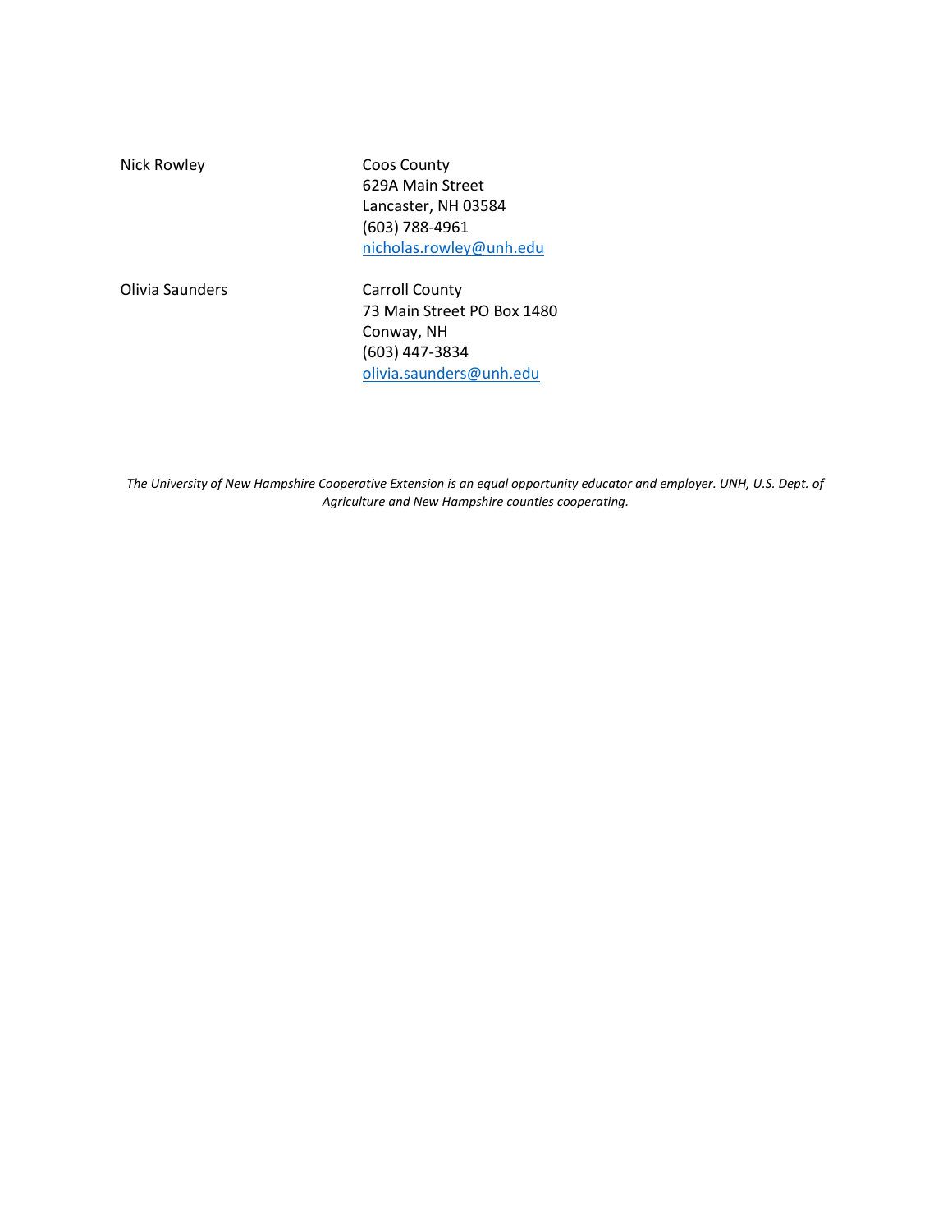| | |
|---|---|
| Nick Rowley | Coos County<br>629A Main Street<br>Lancaster, NH 03584<br>(603) 788-4961<br>nicholas.rowley@unh.edu |
| Olivia Saunders | Carroll County<br>73 Main Street PO Box 1480<br>Conway, NH<br>(603) 447-3834<br>olivia.saunders@unh.edu |

*The University of New Hampshire Cooperative Extension is an equal opportunity educator and employer. UNH, U.S. Dept. of Agriculture and New Hampshire counties cooperating.*